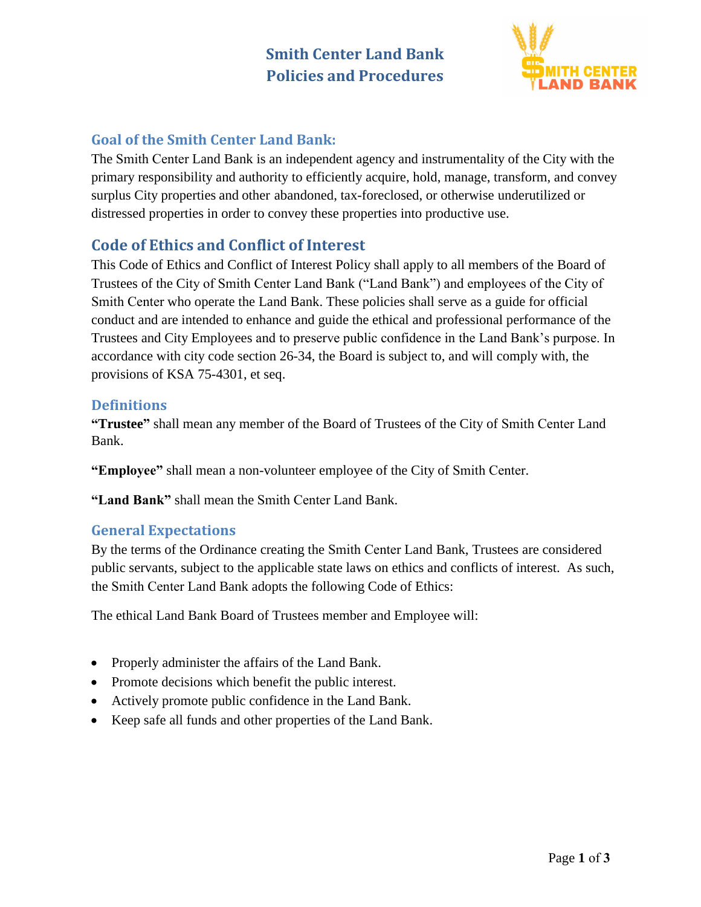# Smith Center Land Bank
# Policies and Procedures

### Goal of the Smith Center Land Bank:

The Smith Center Land Bank is an independent agency and instrumentality of the City with the primary responsibility and authority to efficiently acquire, hold, manage, transform, and convey surplus City properties and other abandoned, tax-foreclosed, or otherwise underutilized or distressed properties in order to convey these properties into productive use.

## Code of Ethics and Conflict of Interest

This Code of Ethics and Conflict of Interest Policy shall apply to all members of the Board of Trustees of the City of Smith Center Land Bank ("Land Bank") and employees of the City of Smith Center who operate the Land Bank. These policies shall serve as a guide for official conduct and are intended to enhance and guide the ethical and professional performance of the Trustees and City Employees and to preserve public confidence in the Land Bank's purpose. In accordance with city code section 26-34, the Board is subject to, and will comply with, the provisions of KSA 75-4301, et seq.

### Definitions

**"Trustee"** shall mean any member of the Board of Trustees of the City of Smith Center Land Bank.

**"Employee"** shall mean a non-volunteer employee of the City of Smith Center.

**"Land Bank"** shall mean the Smith Center Land Bank.

### General Expectations

By the terms of the Ordinance creating the Smith Center Land Bank, Trustees are considered public servants, subject to the applicable state laws on ethics and conflicts of interest. As such, the Smith Center Land Bank adopts the following Code of Ethics:

The ethical Land Bank Board of Trustees member and Employee will:

- Properly administer the affairs of the Land Bank.
- Promote decisions which benefit the public interest.
- Actively promote public confidence in the Land Bank.
- Keep safe all funds and other properties of the Land Bank.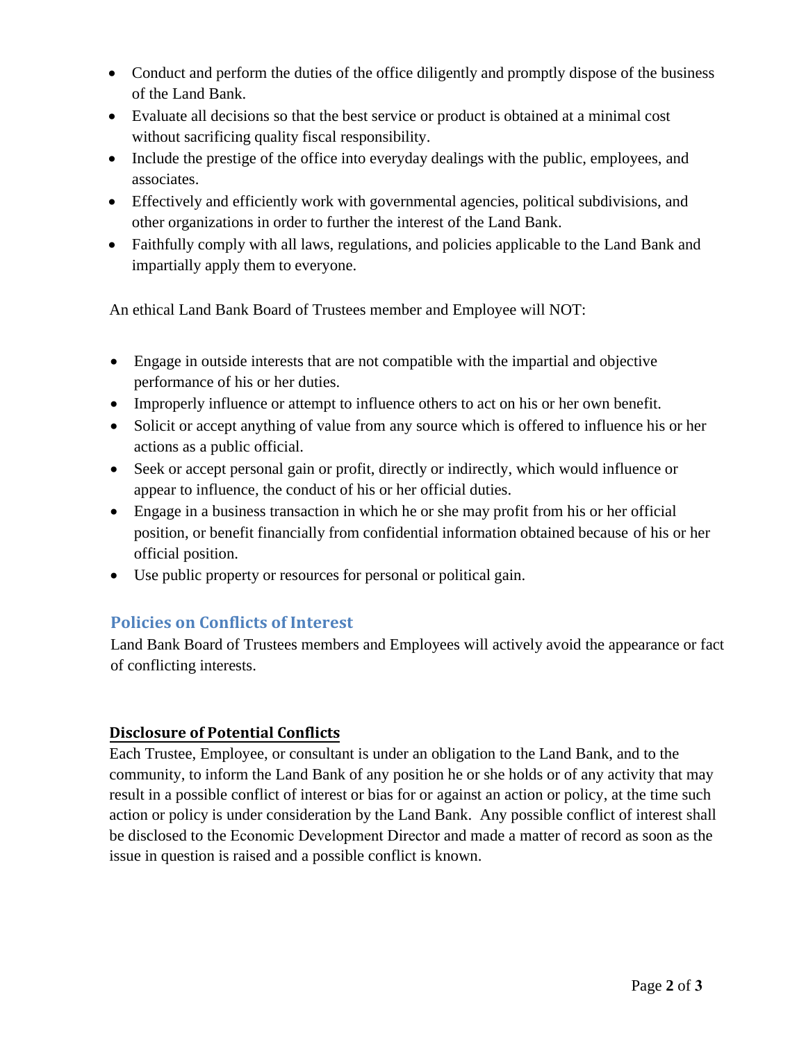- Conduct and perform the duties of the office diligently and promptly dispose of the business of the Land Bank.
- Evaluate all decisions so that the best service or product is obtained at a minimal cost without sacrificing quality fiscal responsibility.
- Include the prestige of the office into everyday dealings with the public, employees, and associates.
- Effectively and efficiently work with governmental agencies, political subdivisions, and other organizations in order to further the interest of the Land Bank.
- Faithfully comply with all laws, regulations, and policies applicable to the Land Bank and impartially apply them to everyone.

An ethical Land Bank Board of Trustees member and Employee will NOT:

- Engage in outside interests that are not compatible with the impartial and objective performance of his or her duties.
- Improperly influence or attempt to influence others to act on his or her own benefit.
- Solicit or accept anything of value from any source which is offered to influence his or her actions as a public official.
- Seek or accept personal gain or profit, directly or indirectly, which would influence or appear to influence, the conduct of his or her official duties.
- Engage in a business transaction in which he or she may profit from his or her official position, or benefit financially from confidential information obtained because of his or her official position.
- Use public property or resources for personal or political gain.

## Policies on Conflicts of Interest

Land Bank Board of Trustees members and Employees will actively avoid the appearance or fact of conflicting interests.

### Disclosure of Potential Conflicts

Each Trustee, Employee, or consultant is under an obligation to the Land Bank, and to the community, to inform the Land Bank of any position he or she holds or of any activity that may result in a possible conflict of interest or bias for or against an action or policy, at the time such action or policy is under consideration by the Land Bank. Any possible conflict of interest shall be disclosed to the Economic Development Director and made a matter of record as soon as the issue in question is raised and a possible conflict is known.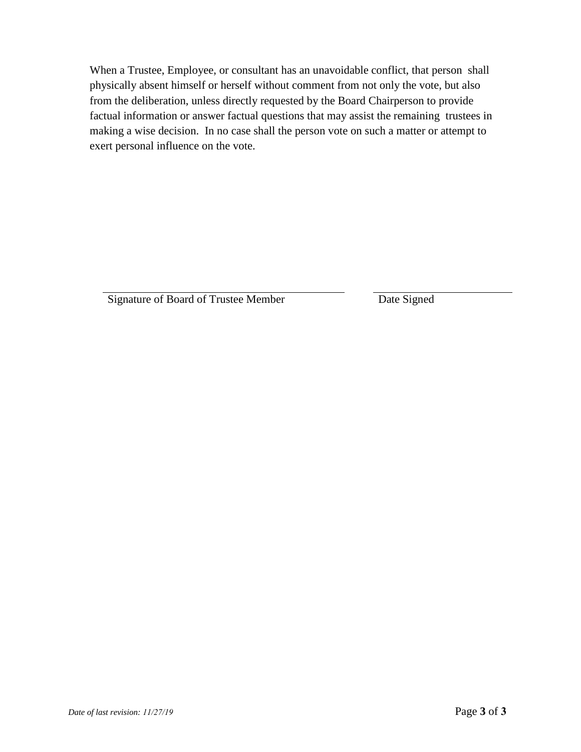When a Trustee, Employee, or consultant has an unavoidable conflict, that person shall physically absent himself or herself without comment from not only the vote, but also from the deliberation, unless directly requested by the Board Chairperson to provide factual information or answer factual questions that may assist the remaining trustees in making a wise decision. In no case shall the person vote on such a matter or attempt to exert personal influence on the vote.

\_\_\_\_\_\_\_\_\_\_\_\_\_\_\_\_\_\_\_\_\_\_\_\_\_\_\_\_\_\_\_\_\_\_\_\_\_\_\_\_ \_\_\_\_\_\_\_\_\_\_\_\_\_\_\_\_\_\_\_\_\_\_\_

Signature of Board of Trustee Member Date Signed

*Date of last revision: 11/27/19*